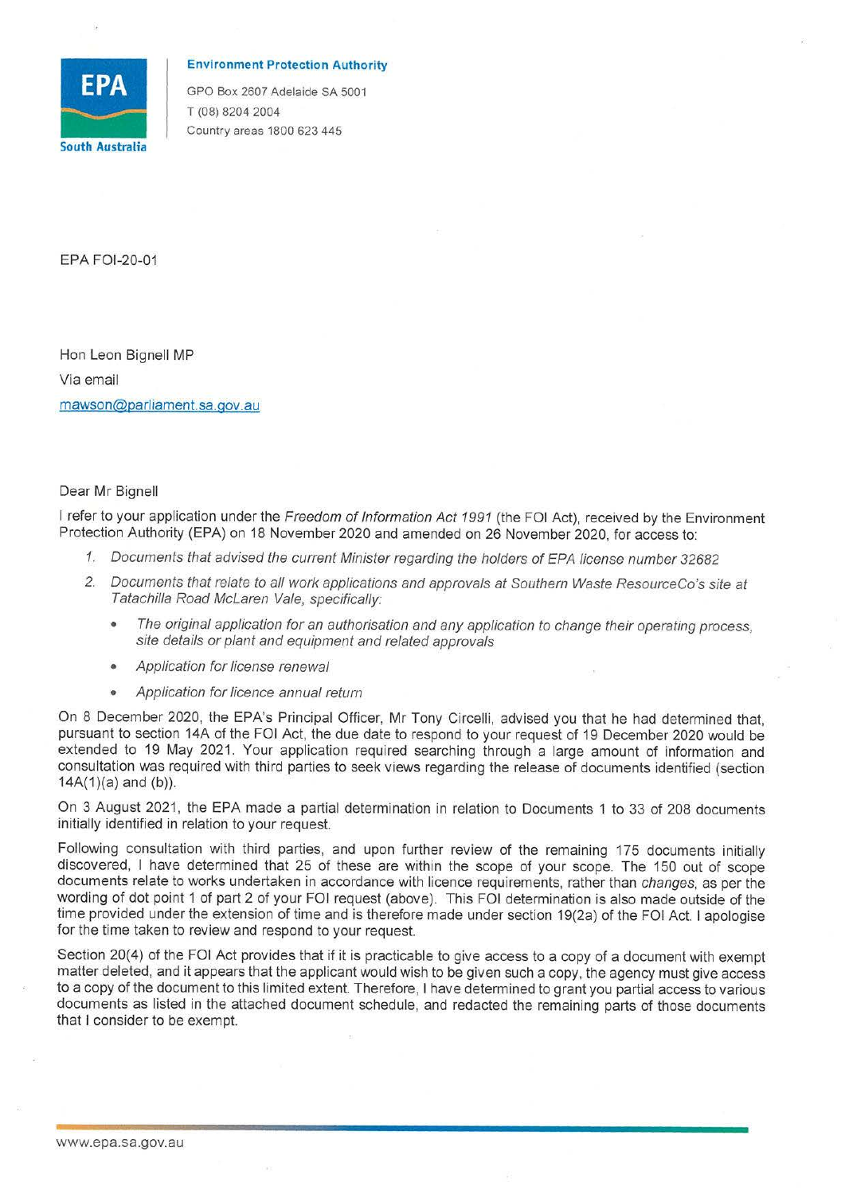**Environment Protection Authority**

GPO Box 2607 Adelaide SA 5001
T (08) 8204 2004
Country areas 1800 623 445

EPA FOI-20-01

Hon Leon Bignell MP
Via email
mawson@parliament.sa.gov.au

Dear Mr Bignell

I refer to your application under the *Freedom of Information Act 1991* (the FOI Act), received by the Environment Protection Authority (EPA) on 18 November 2020 and amended on 26 November 2020, for access to:

1. *Documents that advised the current Minister regarding the holders of EPA license number 32682*
2. *Documents that relate to all work applications and approvals at Southern Waste ResourceCo's site at Tatachilla Road McLaren Vale, specifically:*
   - *The original application for an authorisation and any application to change their operating process, site details or plant and equipment and related approvals*
   - *Application for license renewal*
   - *Application for licence annual return*

On 8 December 2020, the EPA's Principal Officer, Mr Tony Circelli, advised you that he had determined that, pursuant to section 14A of the FOI Act, the due date to respond to your request of 19 December 2020 would be extended to 19 May 2021. Your application required searching through a large amount of information and consultation was required with third parties to seek views regarding the release of documents identified (section 14A(1)(a) and (b)).

On 3 August 2021, the EPA made a partial determination in relation to Documents 1 to 33 of 208 documents initially identified in relation to your request.

Following consultation with third parties, and upon further review of the remaining 175 documents initially discovered, I have determined that 25 of these are within the scope of your scope. The 150 out of scope documents relate to works undertaken in accordance with licence requirements, rather than *changes*, as per the wording of dot point 1 of part 2 of your FOI request (above). This FOI determination is also made outside of the time provided under the extension of time and is therefore made under section 19(2a) of the FOI Act. I apologise for the time taken to review and respond to your request.

Section 20(4) of the FOI Act provides that if it is practicable to give access to a copy of a document with exempt matter deleted, and it appears that the applicant would wish to be given such a copy, the agency must give access to a copy of the document to this limited extent. Therefore, I have determined to grant you partial access to various documents as listed in the attached document schedule, and redacted the remaining parts of those documents that I consider to be exempt.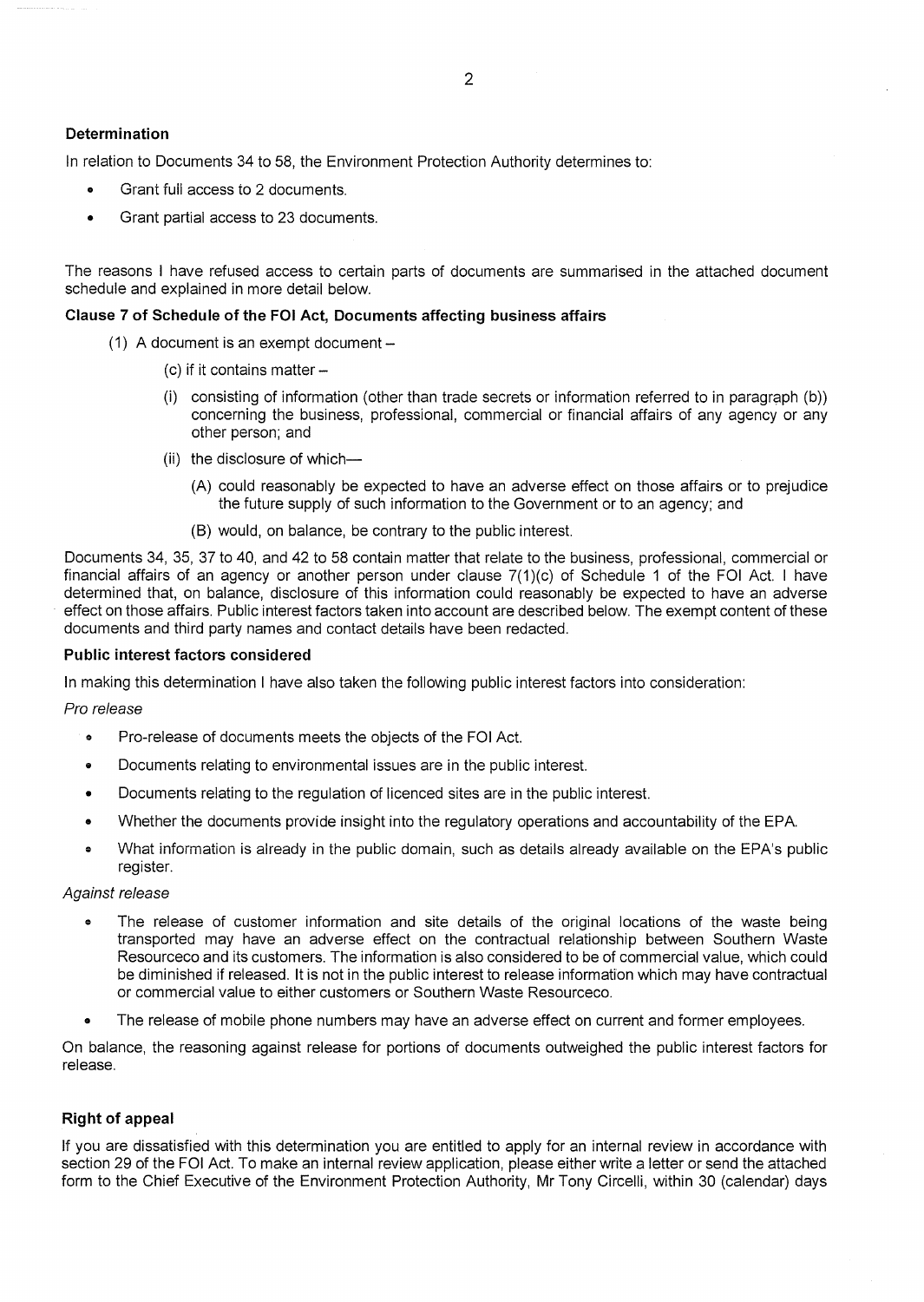**Determination**

In relation to Documents 34 to 58, the Environment Protection Authority determines to:

- Grant full access to 2 documents.
- Grant partial access to 23 documents.

The reasons I have refused access to certain parts of documents are summarised in the attached document schedule and explained in more detail below.

**Clause 7 of Schedule of the FOI Act, Documents affecting business affairs**

(1) A document is an exempt document –

(c) if it contains matter –

(i) consisting of information (other than trade secrets or information referred to in paragraph (b)) concerning the business, professional, commercial or financial affairs of any agency or any other person; and

(ii) the disclosure of which—

(A) could reasonably be expected to have an adverse effect on those affairs or to prejudice the future supply of such information to the Government or to an agency; and

(B) would, on balance, be contrary to the public interest.

Documents 34, 35, 37 to 40, and 42 to 58 contain matter that relate to the business, professional, commercial or financial affairs of an agency or another person under clause 7(1)(c) of Schedule 1 of the FOI Act. I have determined that, on balance, disclosure of this information could reasonably be expected to have an adverse effect on those affairs. Public interest factors taken into account are described below. The exempt content of these documents and third party names and contact details have been redacted.

**Public interest factors considered**

In making this determination I have also taken the following public interest factors into consideration:

*Pro release*

- Pro-release of documents meets the objects of the FOI Act.
- Documents relating to environmental issues are in the public interest.
- Documents relating to the regulation of licenced sites are in the public interest.
- Whether the documents provide insight into the regulatory operations and accountability of the EPA.
- What information is already in the public domain, such as details already available on the EPA's public register.

*Against release*

- The release of customer information and site details of the original locations of the waste being transported may have an adverse effect on the contractual relationship between Southern Waste Resourceco and its customers. The information is also considered to be of commercial value, which could be diminished if released. It is not in the public interest to release information which may have contractual or commercial value to either customers or Southern Waste Resourceco.
- The release of mobile phone numbers may have an adverse effect on current and former employees.

On balance, the reasoning against release for portions of documents outweighed the public interest factors for release.

**Right of appeal**

If you are dissatisfied with this determination you are entitled to apply for an internal review in accordance with section 29 of the FOI Act. To make an internal review application, please either write a letter or send the attached form to the Chief Executive of the Environment Protection Authority, Mr Tony Circelli, within 30 (calendar) days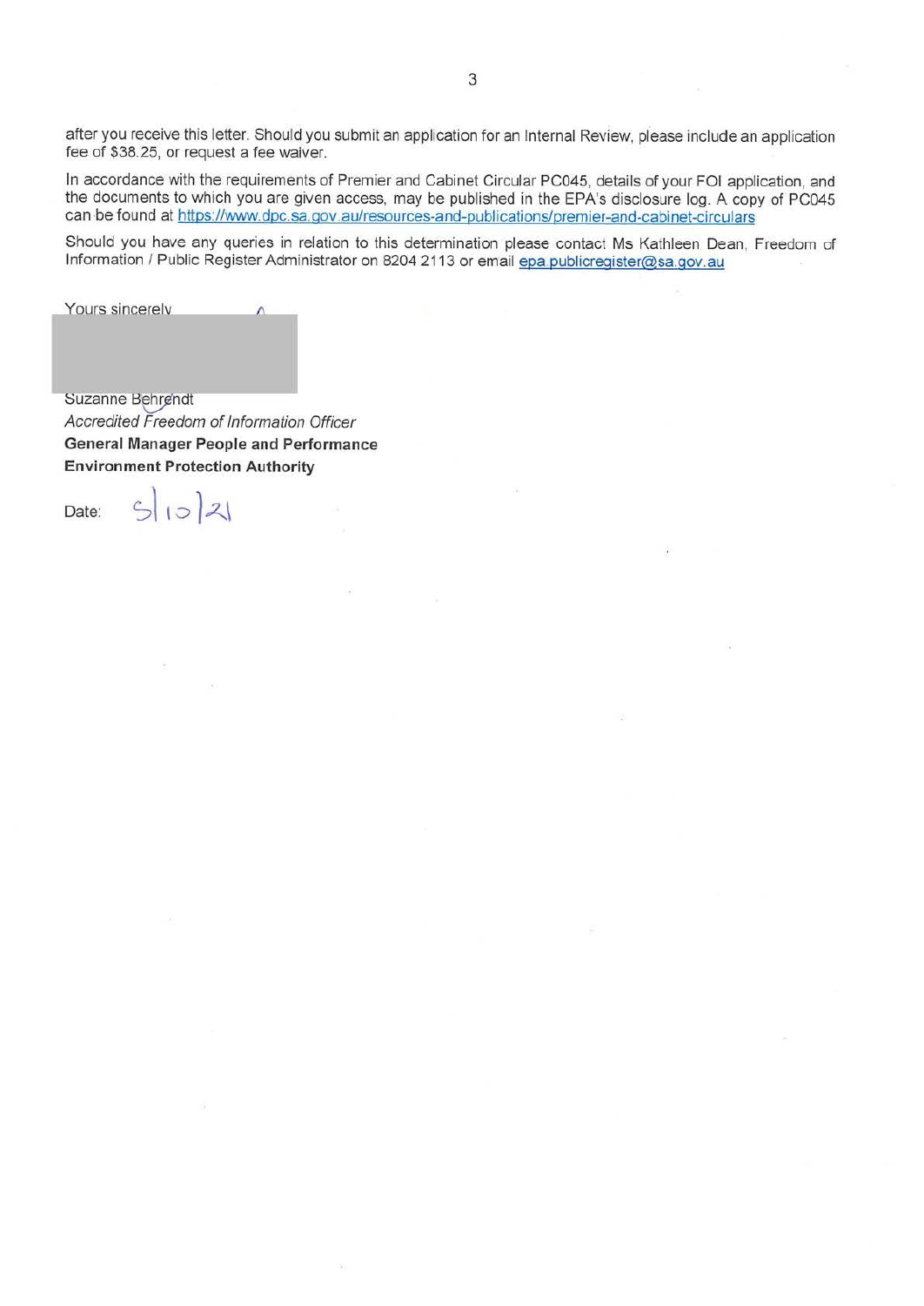after you receive this letter. Should you submit an application for an Internal Review, please include an application fee of $38.25, or request a fee waiver.

In accordance with the requirements of Premier and Cabinet Circular PC045, details of your FOI application, and the documents to which you are given access, may be published in the EPA's disclosure log. A copy of PC045 can be found at https://www.dpc.sa.gov.au/resources-and-publications/premier-and-cabinet-circulars

Should you have any queries in relation to this determination please contact Ms Kathleen Dean, Freedom of Information / Public Register Administrator on 8204 2113 or email epa.publicregister@sa.gov.au

Yours sincerely

Suzanne Behrendt
*Accredited Freedom of Information Officer*
**General Manager People and Performance**
**Environment Protection Authority**

Date: 5/10/21